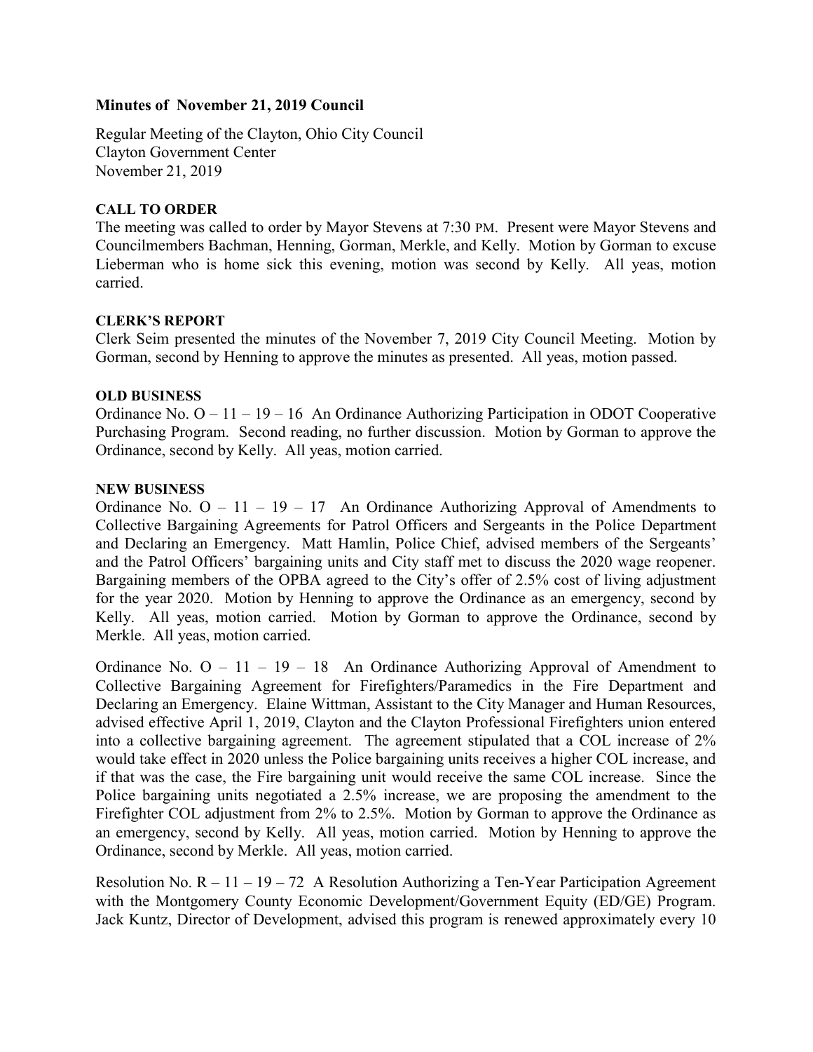**Minutes of November 21, 2019 Council**

Regular Meeting of the Clayton, Ohio City Council
Clayton Government Center
November 21, 2019

**CALL TO ORDER**

The meeting was called to order by Mayor Stevens at 7:30 PM. Present were Mayor Stevens and Councilmembers Bachman, Henning, Gorman, Merkle, and Kelly. Motion by Gorman to excuse Lieberman who is home sick this evening, motion was second by Kelly. All yeas, motion carried.

**CLERK'S REPORT**

Clerk Seim presented the minutes of the November 7, 2019 City Council Meeting. Motion by Gorman, second by Henning to approve the minutes as presented. All yeas, motion passed.

**OLD BUSINESS**

Ordinance No. O – 11 – 19 – 16 An Ordinance Authorizing Participation in ODOT Cooperative Purchasing Program. Second reading, no further discussion. Motion by Gorman to approve the Ordinance, second by Kelly. All yeas, motion carried.

**NEW BUSINESS**

Ordinance No. O – 11 – 19 – 17 An Ordinance Authorizing Approval of Amendments to Collective Bargaining Agreements for Patrol Officers and Sergeants in the Police Department and Declaring an Emergency. Matt Hamlin, Police Chief, advised members of the Sergeants' and the Patrol Officers' bargaining units and City staff met to discuss the 2020 wage reopener. Bargaining members of the OPBA agreed to the City's offer of 2.5% cost of living adjustment for the year 2020. Motion by Henning to approve the Ordinance as an emergency, second by Kelly. All yeas, motion carried. Motion by Gorman to approve the Ordinance, second by Merkle. All yeas, motion carried.

Ordinance No. O – 11 – 19 – 18 An Ordinance Authorizing Approval of Amendment to Collective Bargaining Agreement for Firefighters/Paramedics in the Fire Department and Declaring an Emergency. Elaine Wittman, Assistant to the City Manager and Human Resources, advised effective April 1, 2019, Clayton and the Clayton Professional Firefighters union entered into a collective bargaining agreement. The agreement stipulated that a COL increase of 2% would take effect in 2020 unless the Police bargaining units receives a higher COL increase, and if that was the case, the Fire bargaining unit would receive the same COL increase. Since the Police bargaining units negotiated a 2.5% increase, we are proposing the amendment to the Firefighter COL adjustment from 2% to 2.5%. Motion by Gorman to approve the Ordinance as an emergency, second by Kelly. All yeas, motion carried. Motion by Henning to approve the Ordinance, second by Merkle. All yeas, motion carried.

Resolution No. R – 11 – 19 – 72 A Resolution Authorizing a Ten-Year Participation Agreement with the Montgomery County Economic Development/Government Equity (ED/GE) Program. Jack Kuntz, Director of Development, advised this program is renewed approximately every 10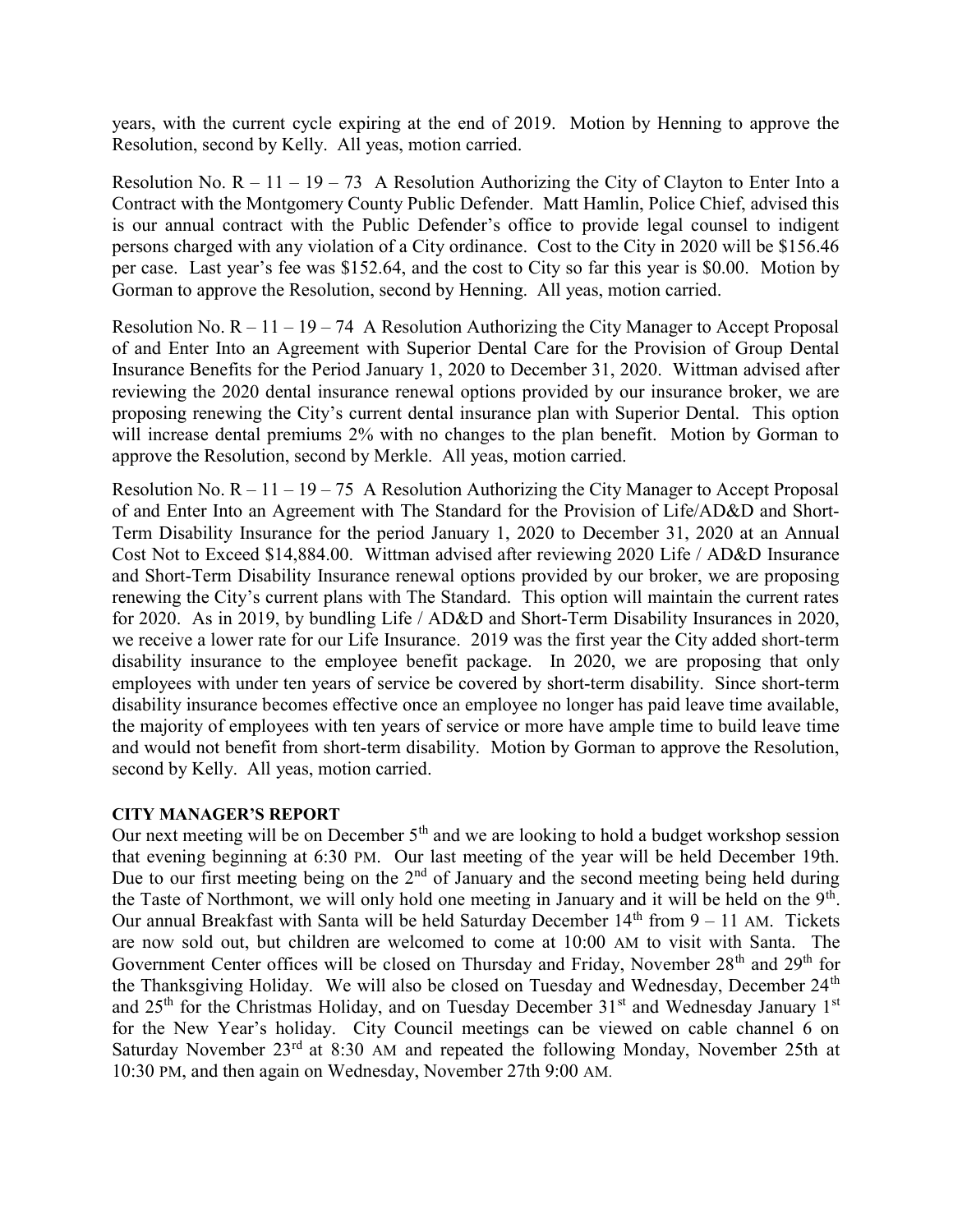years, with the current cycle expiring at the end of 2019. Motion by Henning to approve the Resolution, second by Kelly. All yeas, motion carried.

Resolution No. R – 11 – 19 – 73 A Resolution Authorizing the City of Clayton to Enter Into a Contract with the Montgomery County Public Defender. Matt Hamlin, Police Chief, advised this is our annual contract with the Public Defender's office to provide legal counsel to indigent persons charged with any violation of a City ordinance. Cost to the City in 2020 will be $156.46 per case. Last year's fee was $152.64, and the cost to City so far this year is $0.00. Motion by Gorman to approve the Resolution, second by Henning. All yeas, motion carried.

Resolution No. R – 11 – 19 – 74 A Resolution Authorizing the City Manager to Accept Proposal of and Enter Into an Agreement with Superior Dental Care for the Provision of Group Dental Insurance Benefits for the Period January 1, 2020 to December 31, 2020. Wittman advised after reviewing the 2020 dental insurance renewal options provided by our insurance broker, we are proposing renewing the City's current dental insurance plan with Superior Dental. This option will increase dental premiums 2% with no changes to the plan benefit. Motion by Gorman to approve the Resolution, second by Merkle. All yeas, motion carried.

Resolution No. R – 11 – 19 – 75 A Resolution Authorizing the City Manager to Accept Proposal of and Enter Into an Agreement with The Standard for the Provision of Life/AD&D and Short-Term Disability Insurance for the period January 1, 2020 to December 31, 2020 at an Annual Cost Not to Exceed $14,884.00. Wittman advised after reviewing 2020 Life / AD&D Insurance and Short-Term Disability Insurance renewal options provided by our broker, we are proposing renewing the City's current plans with The Standard. This option will maintain the current rates for 2020. As in 2019, by bundling Life / AD&D and Short-Term Disability Insurances in 2020, we receive a lower rate for our Life Insurance. 2019 was the first year the City added short-term disability insurance to the employee benefit package. In 2020, we are proposing that only employees with under ten years of service be covered by short-term disability. Since short-term disability insurance becomes effective once an employee no longer has paid leave time available, the majority of employees with ten years of service or more have ample time to build leave time and would not benefit from short-term disability. Motion by Gorman to approve the Resolution, second by Kelly. All yeas, motion carried.

**CITY MANAGER'S REPORT**

Our next meeting will be on December 5th and we are looking to hold a budget workshop session that evening beginning at 6:30 PM. Our last meeting of the year will be held December 19th. Due to our first meeting being on the 2nd of January and the second meeting being held during the Taste of Northmont, we will only hold one meeting in January and it will be held on the 9th. Our annual Breakfast with Santa will be held Saturday December 14th from 9 – 11 AM. Tickets are now sold out, but children are welcomed to come at 10:00 AM to visit with Santa. The Government Center offices will be closed on Thursday and Friday, November 28th and 29th for the Thanksgiving Holiday. We will also be closed on Tuesday and Wednesday, December 24th and 25th for the Christmas Holiday, and on Tuesday December 31st and Wednesday January 1st for the New Year's holiday. City Council meetings can be viewed on cable channel 6 on Saturday November 23rd at 8:30 AM and repeated the following Monday, November 25th at 10:30 PM, and then again on Wednesday, November 27th 9:00 AM.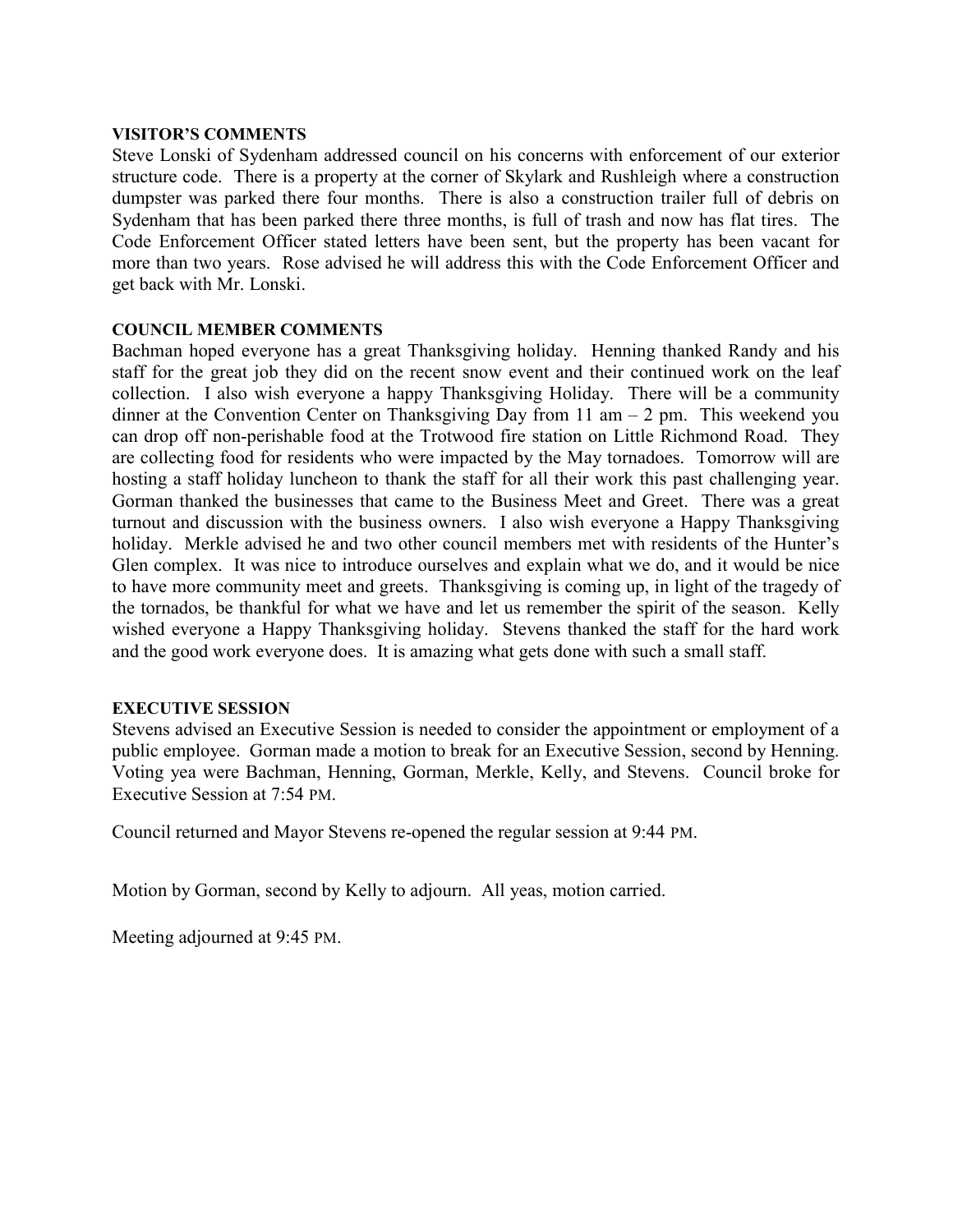**VISITOR'S COMMENTS**

Steve Lonski of Sydenham addressed council on his concerns with enforcement of our exterior structure code. There is a property at the corner of Skylark and Rushleigh where a construction dumpster was parked there four months. There is also a construction trailer full of debris on Sydenham that has been parked there three months, is full of trash and now has flat tires. The Code Enforcement Officer stated letters have been sent, but the property has been vacant for more than two years. Rose advised he will address this with the Code Enforcement Officer and get back with Mr. Lonski.

**COUNCIL MEMBER COMMENTS**

Bachman hoped everyone has a great Thanksgiving holiday. Henning thanked Randy and his staff for the great job they did on the recent snow event and their continued work on the leaf collection. I also wish everyone a happy Thanksgiving Holiday. There will be a community dinner at the Convention Center on Thanksgiving Day from 11 am – 2 pm. This weekend you can drop off non-perishable food at the Trotwood fire station on Little Richmond Road. They are collecting food for residents who were impacted by the May tornadoes. Tomorrow will are hosting a staff holiday luncheon to thank the staff for all their work this past challenging year. Gorman thanked the businesses that came to the Business Meet and Greet. There was a great turnout and discussion with the business owners. I also wish everyone a Happy Thanksgiving holiday. Merkle advised he and two other council members met with residents of the Hunter's Glen complex. It was nice to introduce ourselves and explain what we do, and it would be nice to have more community meet and greets. Thanksgiving is coming up, in light of the tragedy of the tornados, be thankful for what we have and let us remember the spirit of the season. Kelly wished everyone a Happy Thanksgiving holiday. Stevens thanked the staff for the hard work and the good work everyone does. It is amazing what gets done with such a small staff.

**EXECUTIVE SESSION**

Stevens advised an Executive Session is needed to consider the appointment or employment of a public employee. Gorman made a motion to break for an Executive Session, second by Henning. Voting yea were Bachman, Henning, Gorman, Merkle, Kelly, and Stevens. Council broke for Executive Session at 7:54 PM.

Council returned and Mayor Stevens re-opened the regular session at 9:44 PM.

Motion by Gorman, second by Kelly to adjourn. All yeas, motion carried.

Meeting adjourned at 9:45 PM.